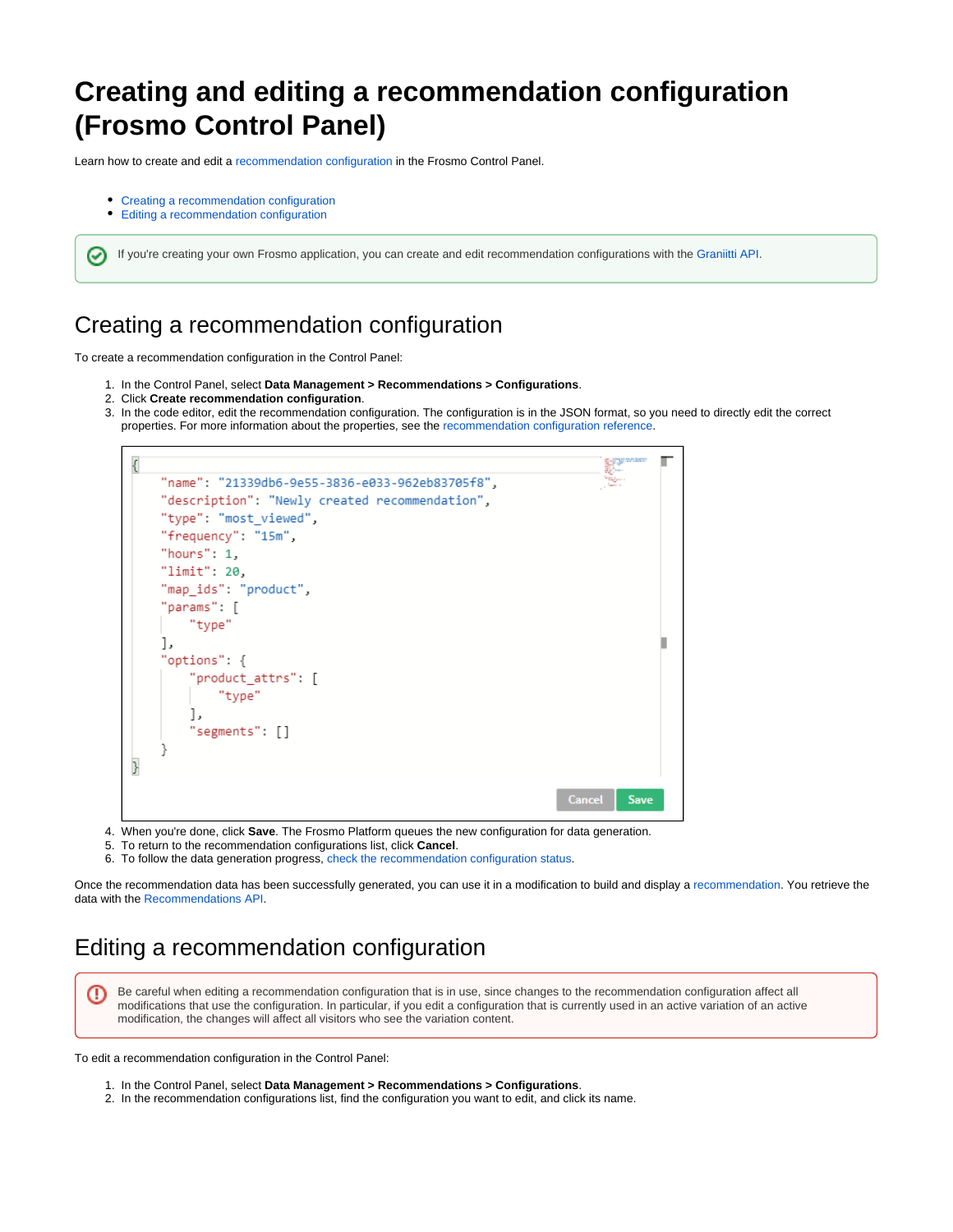# Creating and editing a recommendation configuration (Frosmo Control Panel)

Learn how to create and edit a recommendation configuration in the Frosmo Control Panel.

- Creating a recommendation configuration
- Editing a recommendation configuration

If you're creating your own Frosmo application, you can create and edit recommendation configurations with the Graniitti API.

## Creating a recommendation configuration

To create a recommendation configuration in the Control Panel:

1. In the Control Panel, select **Data Management > Recommendations > Configurations**.
2. Click **Create recommendation configuration**.
3. In the code editor, edit the recommendation configuration. The configuration is in the JSON format, so you need to directly edit the correct properties. For more information about the properties, see the recommendation configuration reference.

```
{
    "name": "21339db6-9e55-3836-e033-962eb83705f8",
    "description": "Newly created recommendation",
    "type": "most_viewed",
    "frequency": "15m",
    "hours": 1,
    "limit": 20,
    "map_ids": "product",
    "params": [
        "type"
    ],
    "options": {
        "product_attrs": [
            "type"
        ],
        "segments": []
    }
}
```

4. When you're done, click **Save**. The Frosmo Platform queues the new configuration for data generation.
5. To return to the recommendation configurations list, click **Cancel**.
6. To follow the data generation progress, check the recommendation configuration status.

Once the recommendation data has been successfully generated, you can use it in a modification to build and display a recommendation. You retrieve the data with the Recommendations API.

## Editing a recommendation configuration

Be careful when editing a recommendation configuration that is in use, since changes to the recommendation configuration affect all modifications that use the configuration. In particular, if you edit a configuration that is currently used in an active variation of an active modification, the changes will affect all visitors who see the variation content.

To edit a recommendation configuration in the Control Panel:

1. In the Control Panel, select **Data Management > Recommendations > Configurations**.
2. In the recommendation configurations list, find the configuration you want to edit, and click its name.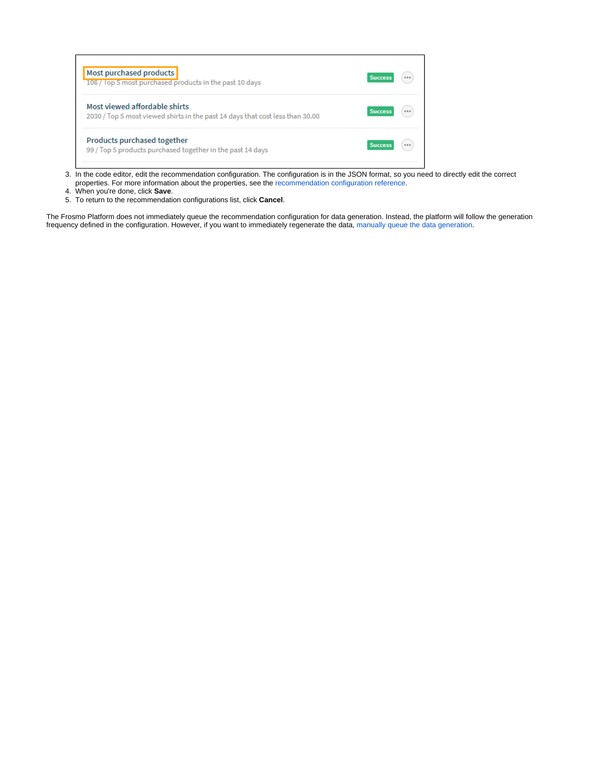3. In the code editor, edit the recommendation configuration. The configuration is in the JSON format, so you need to directly edit the correct properties. For more information about the properties, see the recommendation configuration reference.
4. When you're done, click **Save**.
5. To return to the recommendation configurations list, click **Cancel**.

The Frosmo Platform does not immediately queue the recommendation configuration for data generation. Instead, the platform will follow the generation frequency defined in the configuration. However, if you want to immediately regenerate the data, manually queue the data generation.